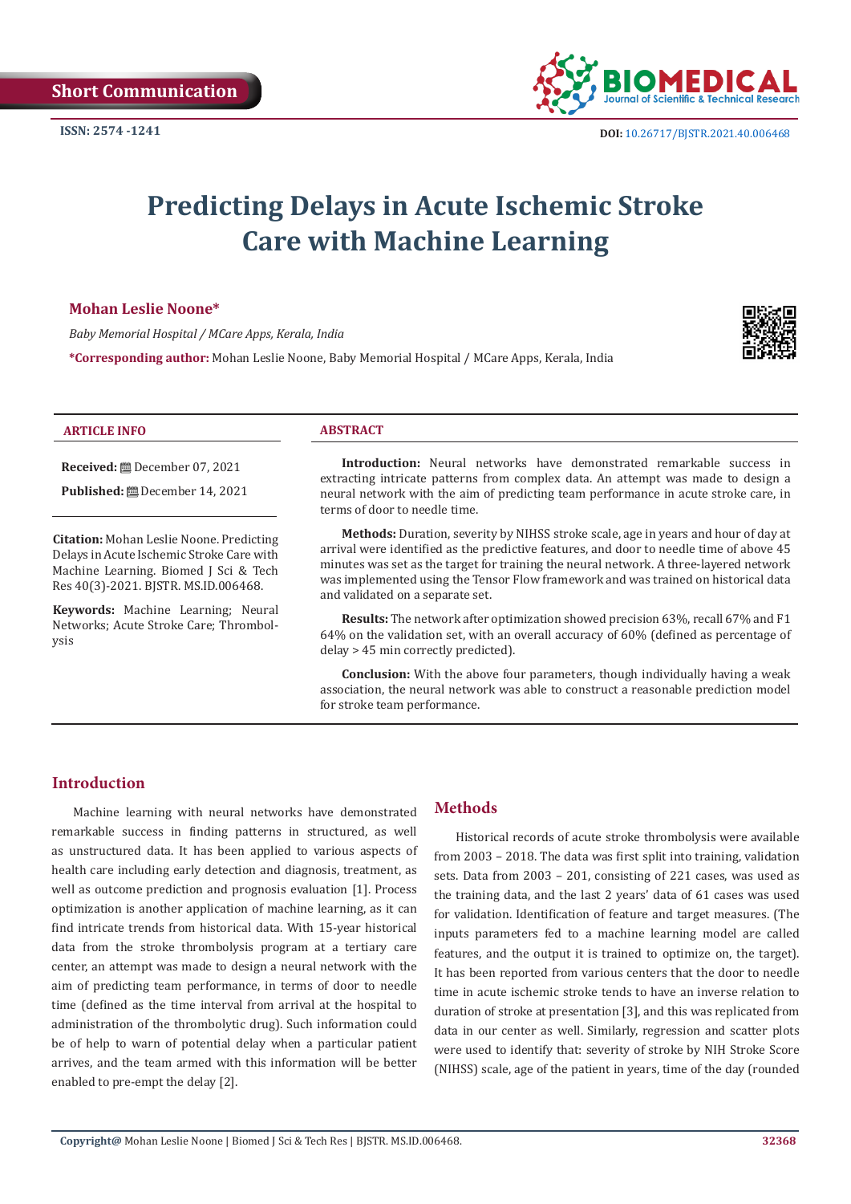Short Communication

ISSN: 2574 -1241

DOI: 10.26717/BJSTR.2021.40.006468

# Predicting Delays in Acute Ischemic Stroke Care with Machine Learning

**Mohan Leslie Noone***

*Baby Memorial Hospital / MCare Apps, Kerala, India*

***Corresponding author:** Mohan Leslie Noone, Baby Memorial Hospital / MCare Apps, Kerala, India

**ARTICLE INFO**

**Received:** December 07, 2021

**Published:** December 14, 2021

**Citation:** Mohan Leslie Noone. Predicting Delays in Acute Ischemic Stroke Care with Machine Learning. Biomed J Sci & Tech Res 40(3)-2021. BJSTR. MS.ID.006468.

**Keywords:** Machine Learning; Neural Networks; Acute Stroke Care; Thrombolysis

**ABSTRACT**

**Introduction:** Neural networks have demonstrated remarkable success in extracting intricate patterns from complex data. An attempt was made to design a neural network with the aim of predicting team performance in acute stroke care, in terms of door to needle time.

**Methods:** Duration, severity by NIHSS stroke scale, age in years and hour of day at arrival were identified as the predictive features, and door to needle time of above 45 minutes was set as the target for training the neural network. A three-layered network was implemented using the Tensor Flow framework and was trained on historical data and validated on a separate set.

**Results:** The network after optimization showed precision 63%, recall 67% and F1 64% on the validation set, with an overall accuracy of 60% (defined as percentage of delay > 45 min correctly predicted).

**Conclusion:** With the above four parameters, though individually having a weak association, the neural network was able to construct a reasonable prediction model for stroke team performance.

## Introduction

Machine learning with neural networks have demonstrated remarkable success in finding patterns in structured, as well as unstructured data. It has been applied to various aspects of health care including early detection and diagnosis, treatment, as well as outcome prediction and prognosis evaluation [1]. Process optimization is another application of machine learning, as it can find intricate trends from historical data. With 15-year historical data from the stroke thrombolysis program at a tertiary care center, an attempt was made to design a neural network with the aim of predicting team performance, in terms of door to needle time (defined as the time interval from arrival at the hospital to administration of the thrombolytic drug). Such information could be of help to warn of potential delay when a particular patient arrives, and the team armed with this information will be better enabled to pre-empt the delay [2].

## Methods

Historical records of acute stroke thrombolysis were available from 2003 – 2018. The data was first split into training, validation sets. Data from 2003 – 201, consisting of 221 cases, was used as the training data, and the last 2 years' data of 61 cases was used for validation. Identification of feature and target measures. (The inputs parameters fed to a machine learning model are called features, and the output it is trained to optimize on, the target). It has been reported from various centers that the door to needle time in acute ischemic stroke tends to have an inverse relation to duration of stroke at presentation [3], and this was replicated from data in our center as well. Similarly, regression and scatter plots were used to identify that: severity of stroke by NIH Stroke Score (NIHSS) scale, age of the patient in years, time of the day (rounded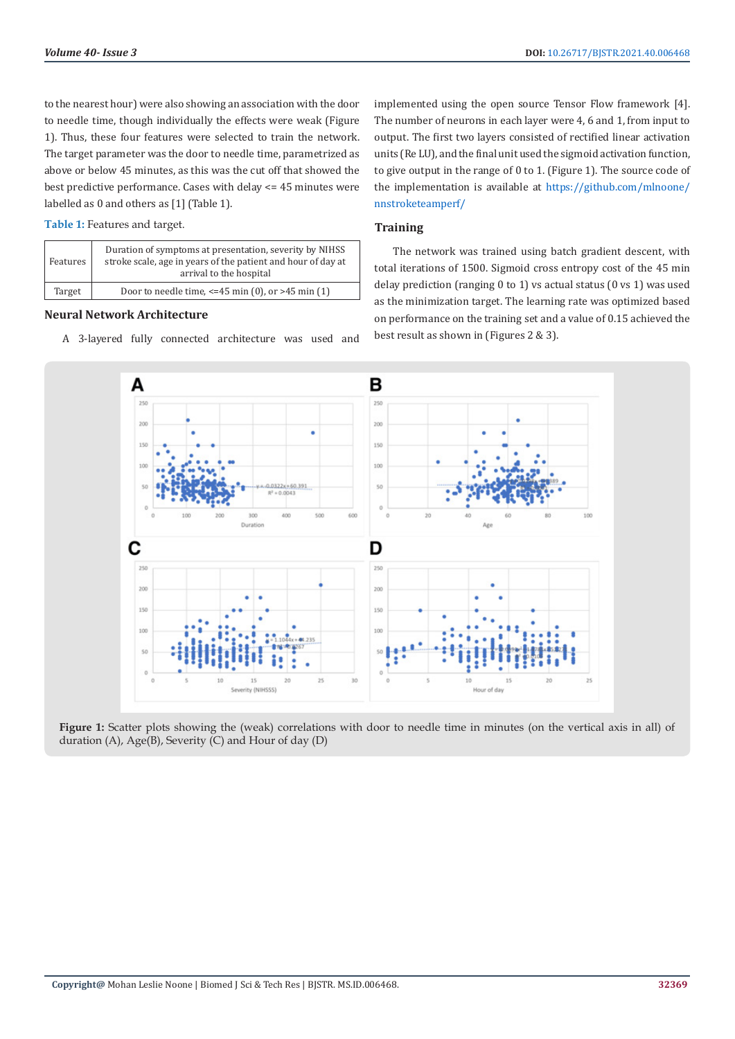to the nearest hour) were also showing an association with the door to needle time, though individually the effects were weak (Figure 1). Thus, these four features were selected to train the network. The target parameter was the door to needle time, parametrized as above or below 45 minutes, as this was the cut off that showed the best predictive performance. Cases with delay <= 45 minutes were labelled as 0 and others as [1] (Table 1).

**Table 1:** Features and target.

| | |
|---|---|
| Features | Duration of symptoms at presentation, severity by NIHSS stroke scale, age in years of the patient and hour of day at arrival to the hospital |
| Target | Door to needle time, <=45 min (0), or >45 min (1) |

## Neural Network Architecture

A 3-layered fully connected architecture was used and implemented using the open source Tensor Flow framework [4]. The number of neurons in each layer were 4, 6 and 1, from input to output. The first two layers consisted of rectified linear activation units (Re LU), and the final unit used the sigmoid activation function, to give output in the range of 0 to 1. (Figure 1). The source code of the implementation is available at https://github.com/mlnoone/nnstroketeamperf/

## Training

The network was trained using batch gradient descent, with total iterations of 1500. Sigmoid cross entropy cost of the 45 min delay prediction (ranging 0 to 1) vs actual status (0 vs 1) was used as the minimization target. The learning rate was optimized based on performance on the training set and a value of 0.15 achieved the best result as shown in (Figures 2 & 3).

**Figure 1:** Scatter plots showing the (weak) correlations with door to needle time in minutes (on the vertical axis in all) of duration (A), Age(B), Severity (C) and Hour of day (D)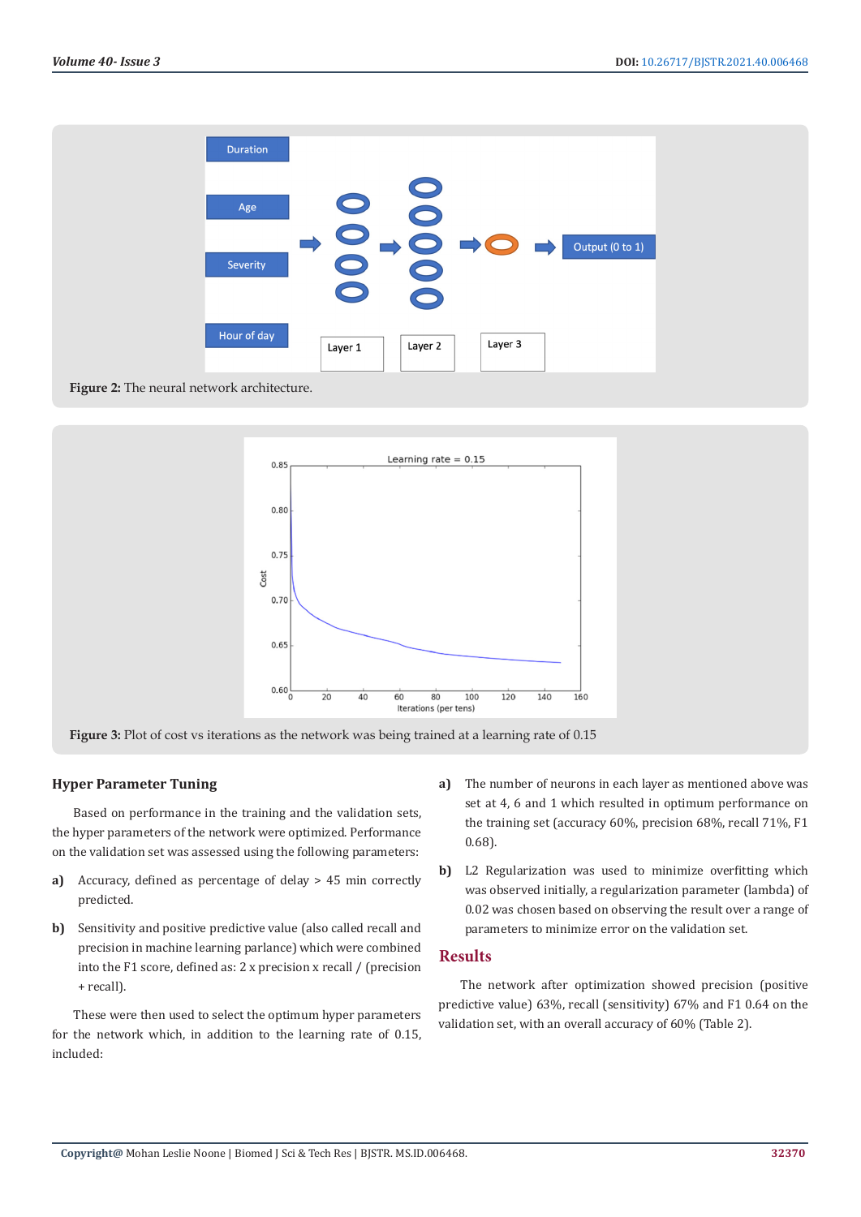Figure 2: The neural network architecture.

Figure 3: Plot of cost vs iterations as the network was being trained at a learning rate of 0.15

## Hyper Parameter Tuning

Based on performance in the training and the validation sets, the hyper parameters of the network were optimized. Performance on the validation set was assessed using the following parameters:

a) Accuracy, defined as percentage of delay > 45 min correctly predicted.

b) Sensitivity and positive predictive value (also called recall and precision in machine learning parlance) which were combined into the F1 score, defined as: 2 x precision x recall / (precision + recall).

These were then used to select the optimum hyper parameters for the network which, in addition to the learning rate of 0.15, included:

a) The number of neurons in each layer as mentioned above was set at 4, 6 and 1 which resulted in optimum performance on the training set (accuracy 60%, precision 68%, recall 71%, F1 0.68).

b) L2 Regularization was used to minimize overfitting which was observed initially, a regularization parameter (lambda) of 0.02 was chosen based on observing the result over a range of parameters to minimize error on the validation set.

## Results

The network after optimization showed precision (positive predictive value) 63%, recall (sensitivity) 67% and F1 0.64 on the validation set, with an overall accuracy of 60% (Table 2).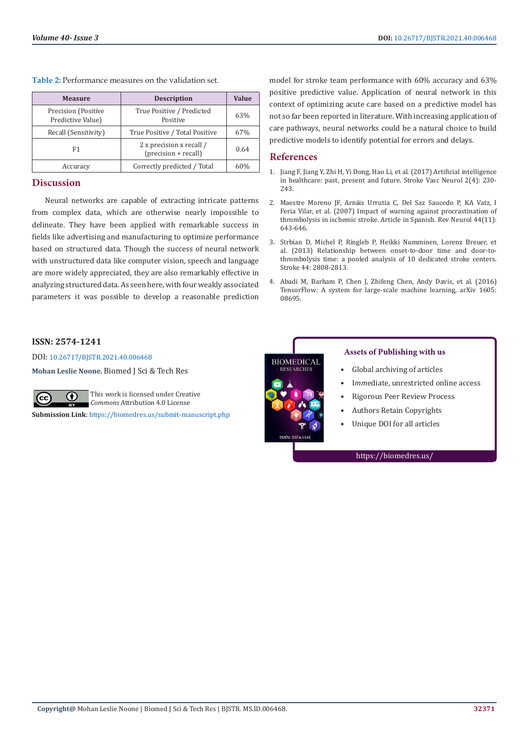**Table 2:** Performance measures on the validation set.

| Measure | Description | Value |
|---|---|---|
| Precision (Positive Predictive Value) | True Positive / Predicted Positive | 63% |
| Recall (Sensitivity) | True Positive / Total Positive | 67% |
| F1 | 2 x precision x recall / (precision + recall) | 0.64 |
| Accuracy | Correctly predicted / Total | 60% |

## Discussion

Neural networks are capable of extracting intricate patterns from complex data, which are otherwise nearly impossible to delineate. They have been applied with remarkable success in fields like advertising and manufacturing to optimize performance based on structured data. Though the success of neural network with unstructured data like computer vision, speech and language are more widely appreciated, they are also remarkably effective in analyzing structured data. As seen here, with four weakly associated parameters it was possible to develop a reasonable prediction model for stroke team performance with 60% accuracy and 63% positive predictive value. Application of neural network in this context of optimizing acute care based on a predictive model has not so far been reported in literature. With increasing application of care pathways, neural networks could be a natural choice to build predictive models to identify potential for errors and delays.

## References

1. Jiang F, Jiang Y, Zhi H, Yi Dong, Hao Li, et al. (2017) Artificial intelligence in healthcare: past, present and future. Stroke Vasc Neurol 2(4): 230-243.
2. Maestre Moreno JF, Arnáiz Urrutia C, Del Saz Saucedo P, KA Vatz, I Feria Vilar, et al. (2007) Impact of warning against procrastination of thrombolysis in ischemic stroke. Article in Spanish. Rev Neurol 44(11): 643-646.
3. Strbian D, Michel P, Ringleb P, Heikki Numminen, Lorenz Breuer, et al. (2013) Relationship between onset-to-door time and door-to-thrombolysis time: a pooled analysis of 10 dedicated stroke centers. Stroke 44: 2808-2813.
4. Abadi M, Barham P, Chen J, Zhifeng Chen, Andy Davis, et al. (2016) TensorFlow: A system for large-scale machine learning, arXiv 1605: 08695.

**ISSN: 2574-1241**

DOI: 10.26717/BJSTR.2021.40.006468

**Mohan Leslie Noone.** Biomed J Sci & Tech Res

This work is licensed under Creative *Commons* Attribution 4.0 License

**Submission Link**: https://biomedres.us/submit-manuscript.php

**Assets of Publishing with us**

- Global archiving of articles
- Immediate, unrestricted online access
- Rigorous Peer Review Process
- Authors Retain Copyrights
- Unique DOI for all articles

https://biomedres.us/